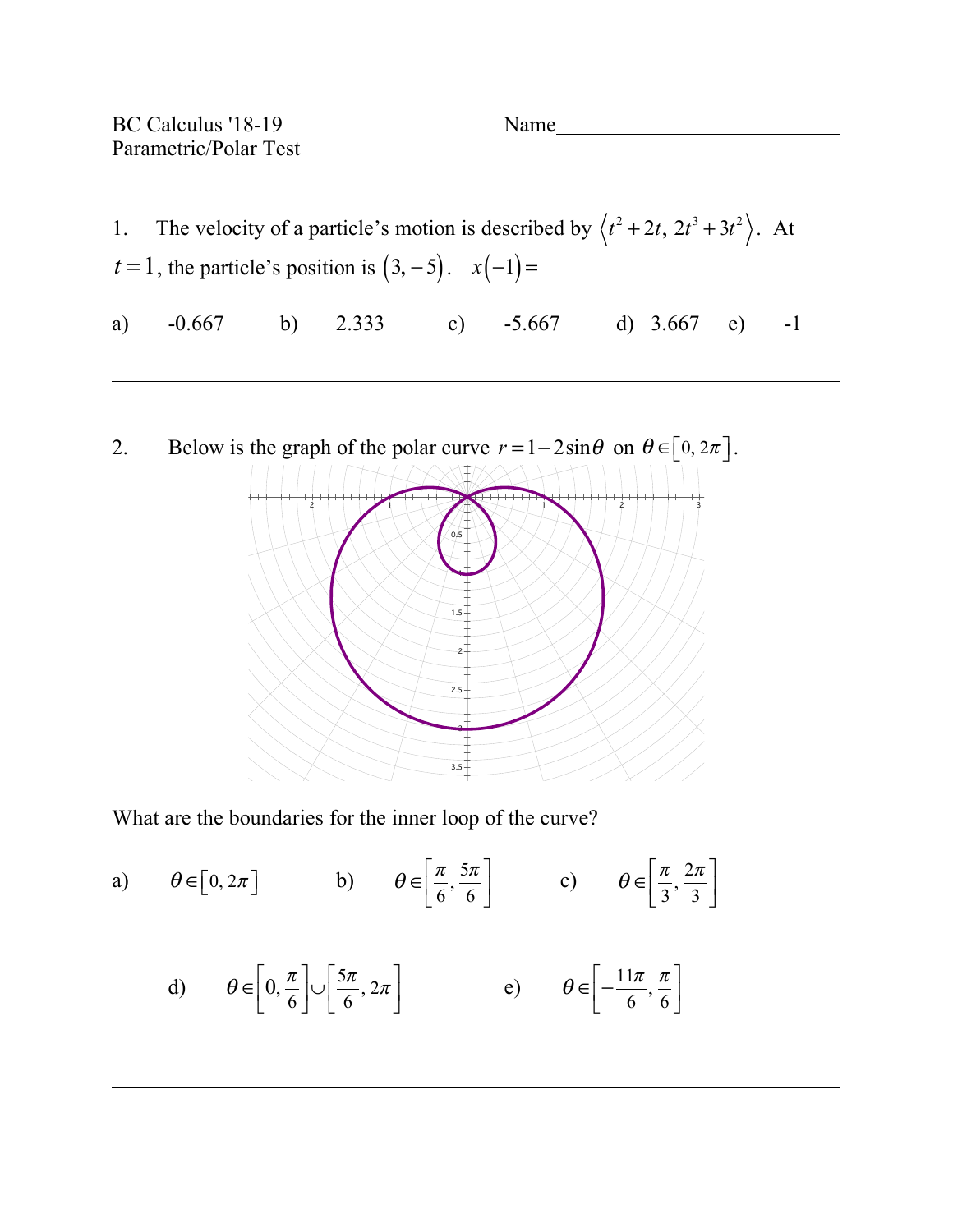BC Calculus '18-19
Parametric/Polar Test

Name\_\_\_\_\_\_\_\_\_\_\_\_\_\_\_\_\_\_\_\_\_\_\_\_\_\_\_

1. The velocity of a particle's motion is described by $\langle t^2 + 2t,\ 2t^3 + 3t^2 \rangle$. At $t = 1$, the particle's position is $(3, -5)$. $x(-1) =$

a) -0.667 b) 2.333 c) -5.667 d) 3.667 e) -1

---

2. Below is the graph of the polar curve $r = 1 - 2\sin\theta$ on $\theta \in [0, 2\pi]$.

What are the boundaries for the inner loop of the curve?

a) $\theta \in [0, 2\pi]$

b) $\theta \in \left[\frac{\pi}{6}, \frac{5\pi}{6}\right]$

c) $\theta \in \left[\frac{\pi}{3}, \frac{2\pi}{3}\right]$

d) $\theta \in \left[0, \frac{\pi}{6}\right] \cup \left[\frac{5\pi}{6}, 2\pi\right]$

e) $\theta \in \left[-\frac{11\pi}{6}, \frac{\pi}{6}\right]$

---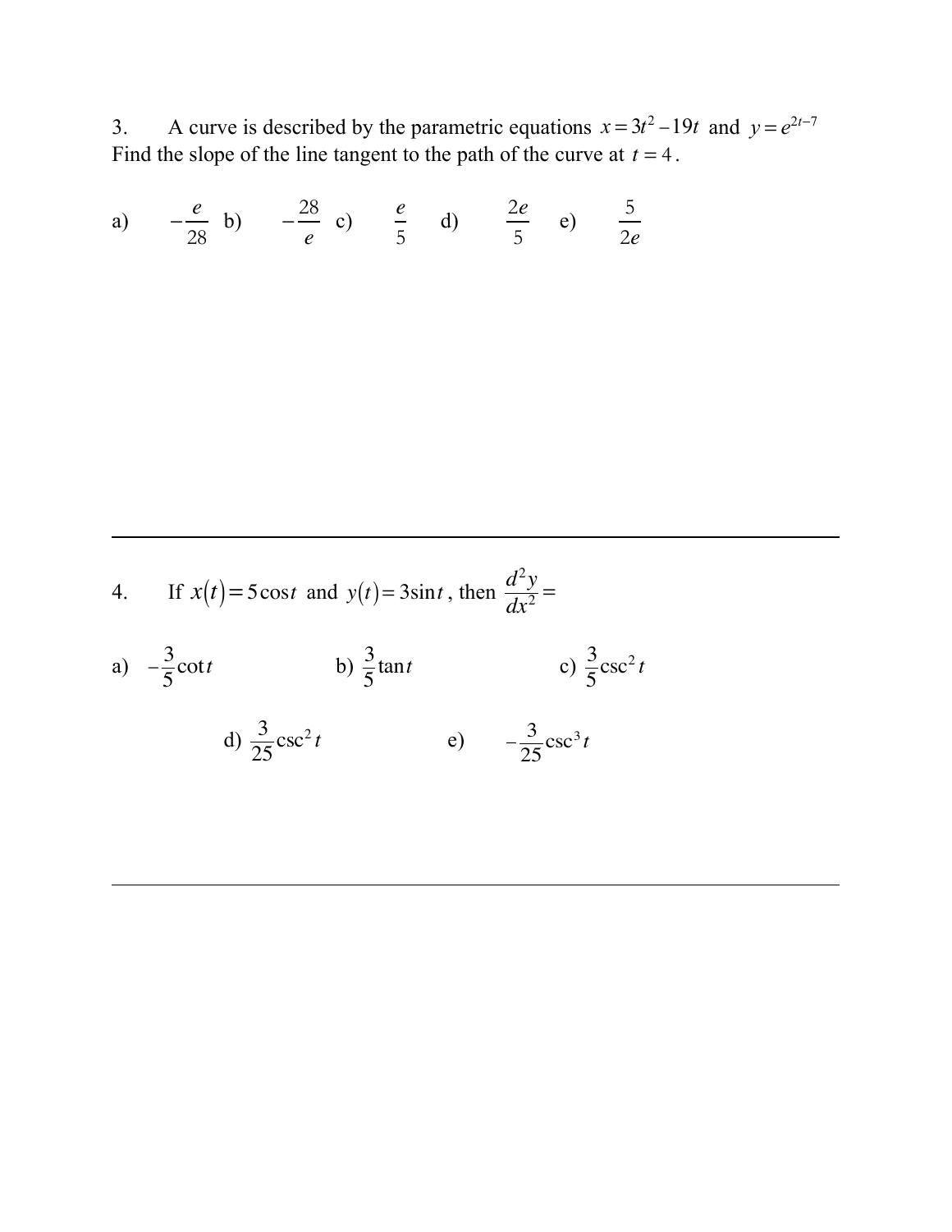3. A curve is described by the parametric equations $x = 3t^2 - 19t$ and $y = e^{2t-7}$
Find the slope of the line tangent to the path of the curve at $t = 4$.

a) $-\frac{e}{28}$ b) $-\frac{28}{e}$ c) $\frac{e}{5}$ d) $\frac{2e}{5}$ e) $\frac{5}{2e}$

---

4. If $x(t) = 5\cos t$ and $y(t) = 3\sin t$, then $\frac{d^2y}{dx^2} =$

a) $-\frac{3}{5}\cot t$ b) $\frac{3}{5}\tan t$ c) $\frac{3}{5}\csc^2 t$

d) $\frac{3}{25}\csc^2 t$ e) $-\frac{3}{25}\csc^3 t$

---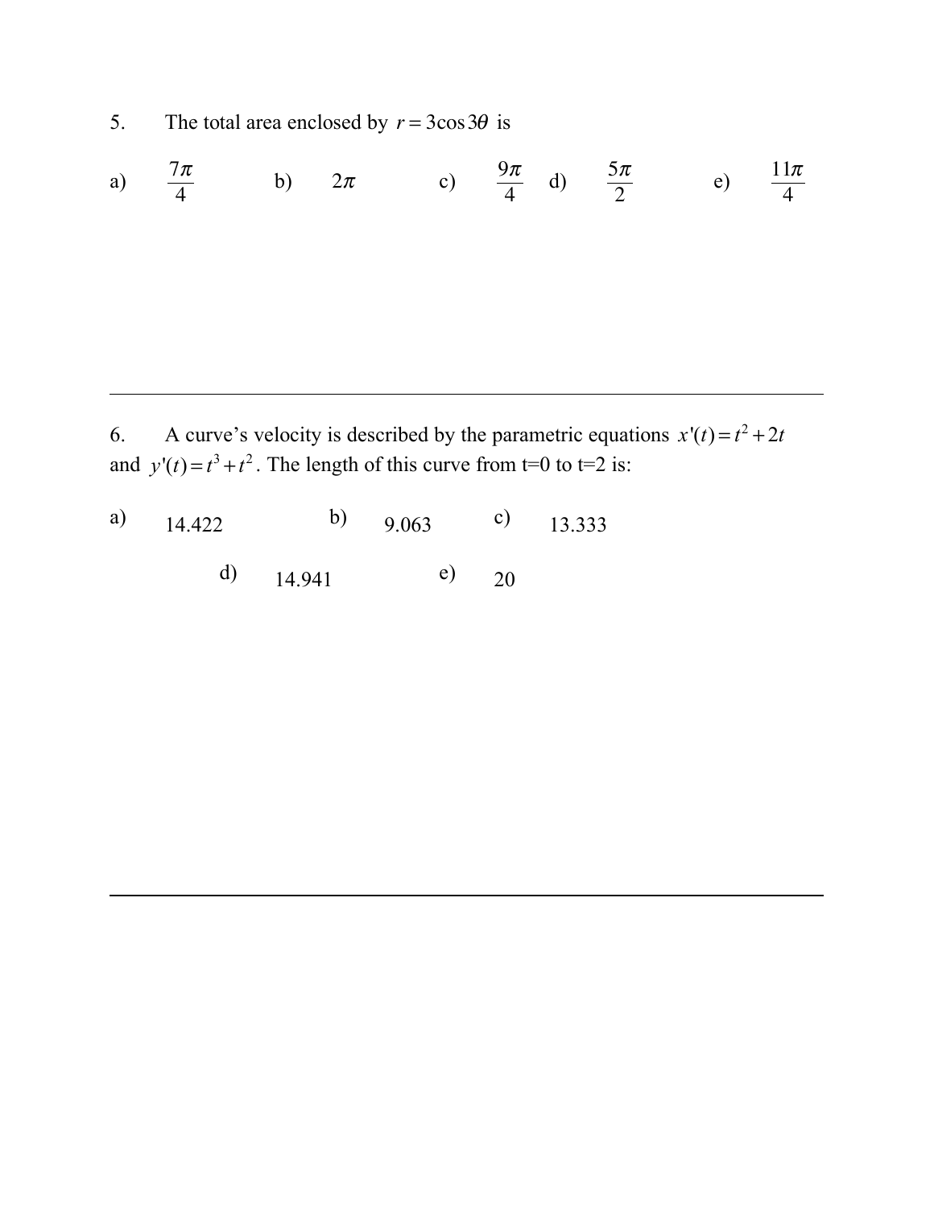5. The total area enclosed by $r = 3\cos 3\theta$ is

a) $\frac{7\pi}{4}$ b) $2\pi$ c) $\frac{9\pi}{4}$ d) $\frac{5\pi}{2}$ e) $\frac{11\pi}{4}$

---

6. A curve's velocity is described by the parametric equations $x'(t) = t^2 + 2t$ and $y'(t) = t^3 + t^2$. The length of this curve from t=0 to t=2 is:

a) 14.422 b) 9.063 c) 13.333

d) 14.941 e) 20

---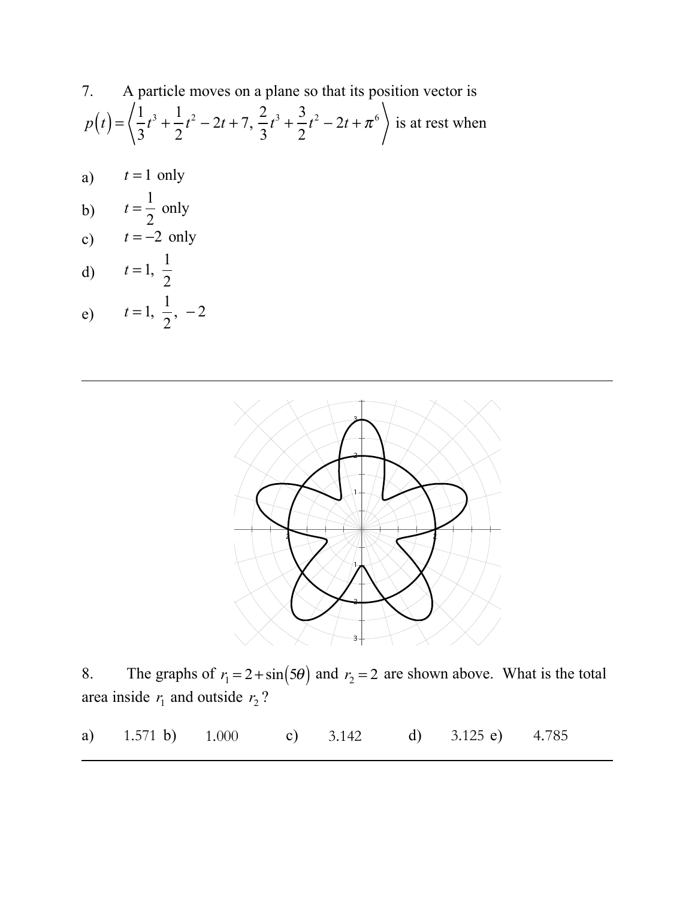7. A particle moves on a plane so that its position vector is $p(t) = \left\langle \frac{1}{3}t^3 + \frac{1}{2}t^2 - 2t + 7,\ \frac{2}{3}t^3 + \frac{3}{2}t^2 - 2t + \pi^6 \right\rangle$ is at rest when

a) $t = 1$ only

b) $t = \frac{1}{2}$ only

c) $t = -2$ only

d) $t = 1,\ \frac{1}{2}$

e) $t = 1,\ \frac{1}{2},\ -2$

---

8. The graphs of $r_1 = 2 + \sin(5\theta)$ and $r_2 = 2$ are shown above. What is the total area inside $r_1$ and outside $r_2$?

a) 1.571 b) 1.000 c) 3.142 d) 3.125 e) 4.785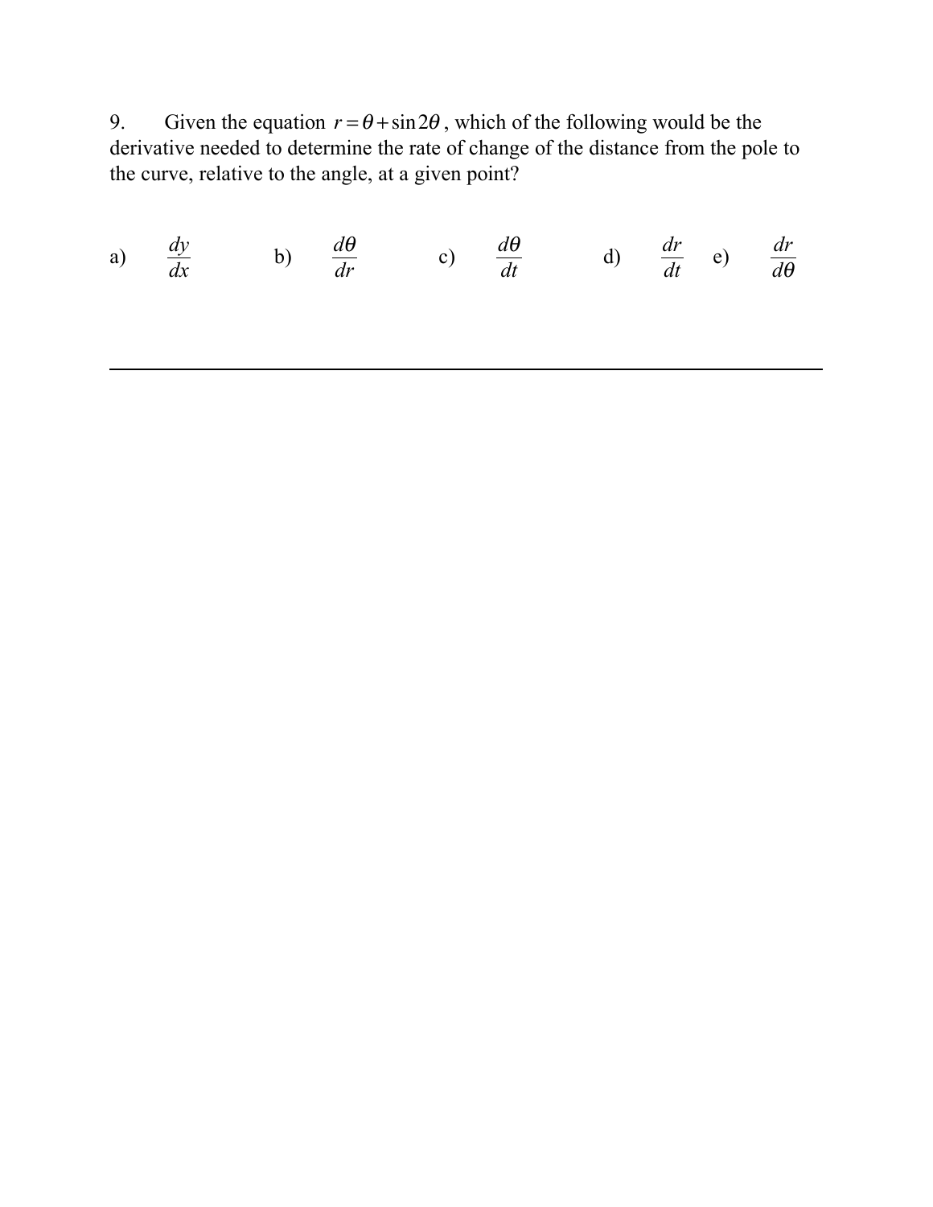9. Given the equation $r = \theta + \sin 2\theta$, which of the following would be the derivative needed to determine the rate of change of the distance from the pole to the curve, relative to the angle, at a given point?

a) $\dfrac{dy}{dx}$ b) $\dfrac{d\theta}{dr}$ c) $\dfrac{d\theta}{dt}$ d) $\dfrac{dr}{dt}$ e) $\dfrac{dr}{d\theta}$

---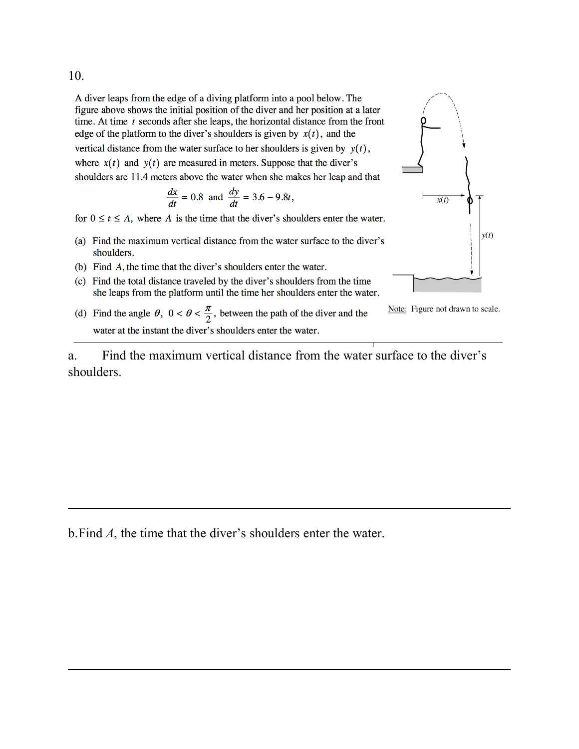10.

A diver leaps from the edge of a diving platform into a pool below. The figure above shows the initial position of the diver and her position at a later time. At time $t$ seconds after she leaps, the horizontal distance from the front edge of the platform to the diver's shoulders is given by $x(t)$, and the vertical distance from the water surface to her shoulders is given by $y(t)$, where $x(t)$ and $y(t)$ are measured in meters. Suppose that the diver's shoulders are 11.4 meters above the water when she makes her leap and that

$$\frac{dx}{dt} = 0.8 \text{ and } \frac{dy}{dt} = 3.6 - 9.8t,$$

for $0 \le t \le A$, where $A$ is the time that the diver's shoulders enter the water.

(a) Find the maximum vertical distance from the water surface to the diver's shoulders.

(b) Find $A$, the time that the diver's shoulders enter the water.

(c) Find the total distance traveled by the diver's shoulders from the time she leaps from the platform until the time her shoulders enter the water.

(d) Find the angle $\theta$, $0 < \theta < \frac{\pi}{2}$, between the path of the diver and the water at the instant the diver's shoulders enter the water.

Note: Figure not drawn to scale.

---

a. Find the maximum vertical distance from the water surface to the diver's shoulders.

---

b. Find $A$, the time that the diver's shoulders enter the water.

---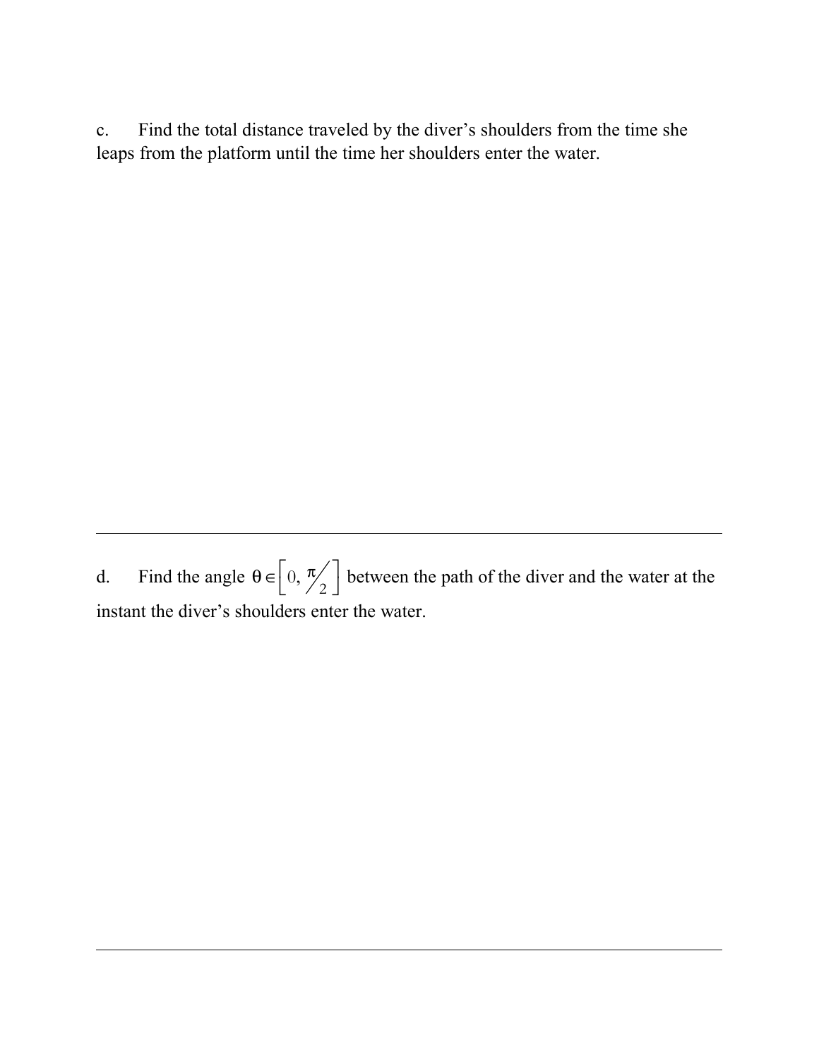c. Find the total distance traveled by the diver's shoulders from the time she leaps from the platform until the time her shoulders enter the water.

---

d. Find the angle $\theta \in \left[0, \pi/2\right]$ between the path of the diver and the water at the instant the diver's shoulders enter the water.

---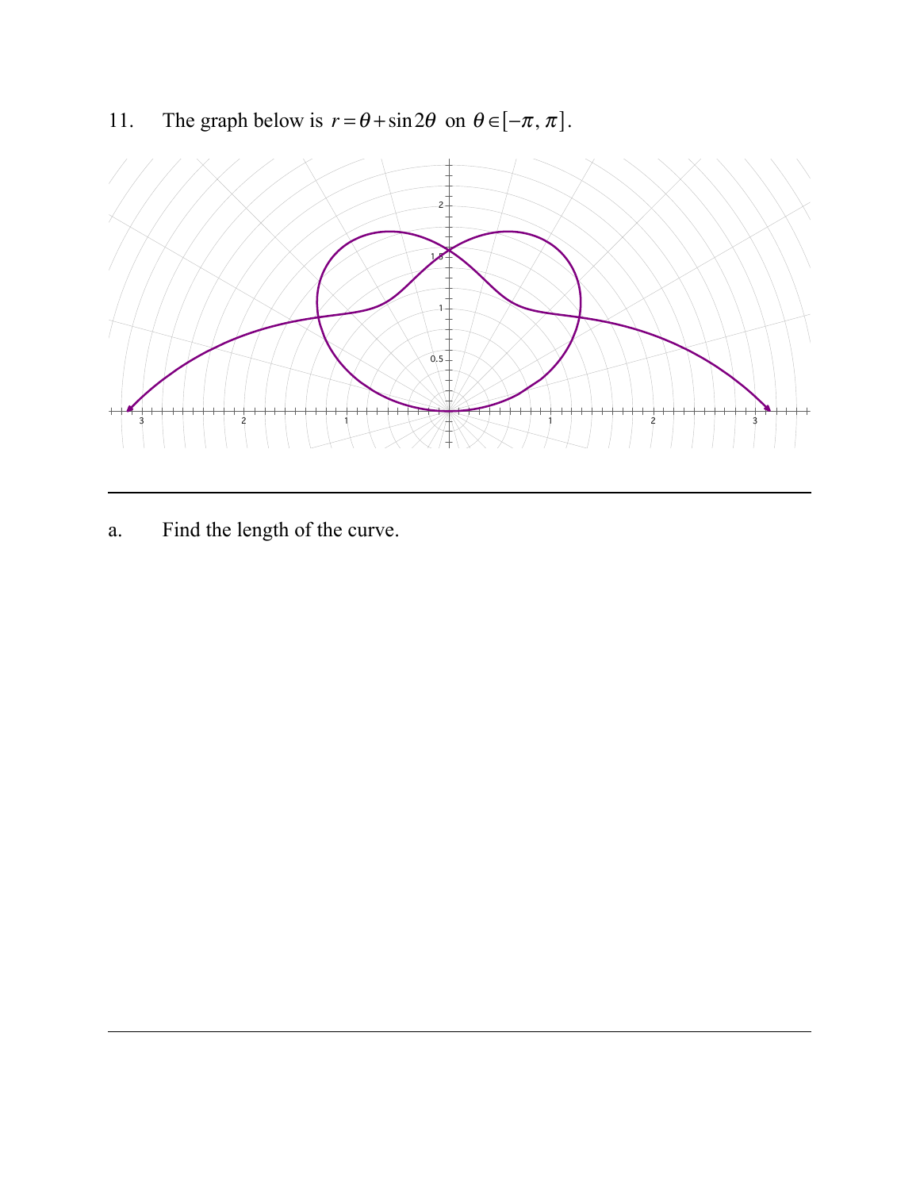11. The graph below is $r = \theta + \sin 2\theta$ on $\theta \in [-\pi, \pi]$.

---

a. Find the length of the curve.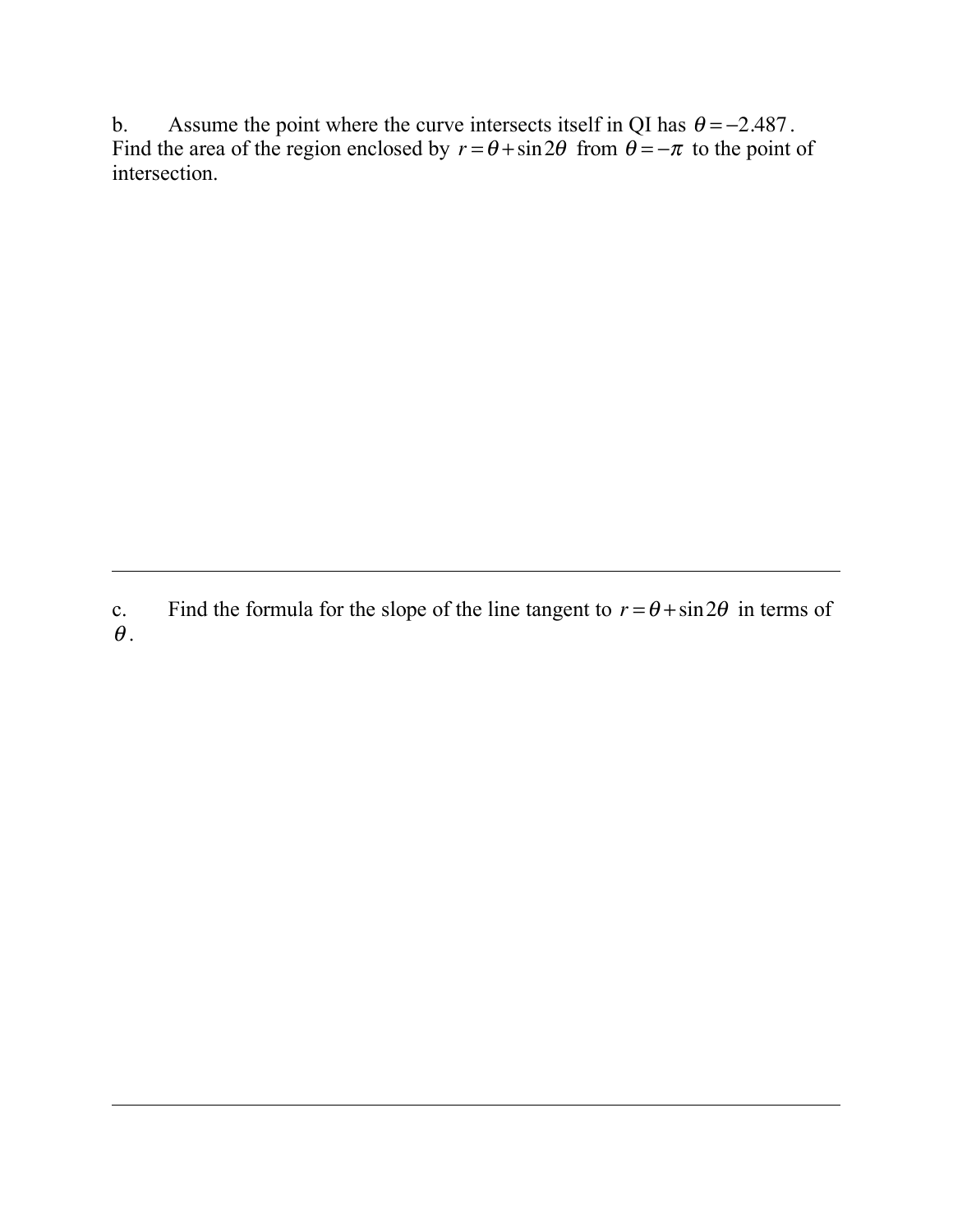b. Assume the point where the curve intersects itself in QI has $\theta = -2.487$. Find the area of the region enclosed by $r = \theta + \sin 2\theta$ from $\theta = -\pi$ to the point of intersection.

---

c. Find the formula for the slope of the line tangent to $r = \theta + \sin 2\theta$ in terms of $\theta$.

---